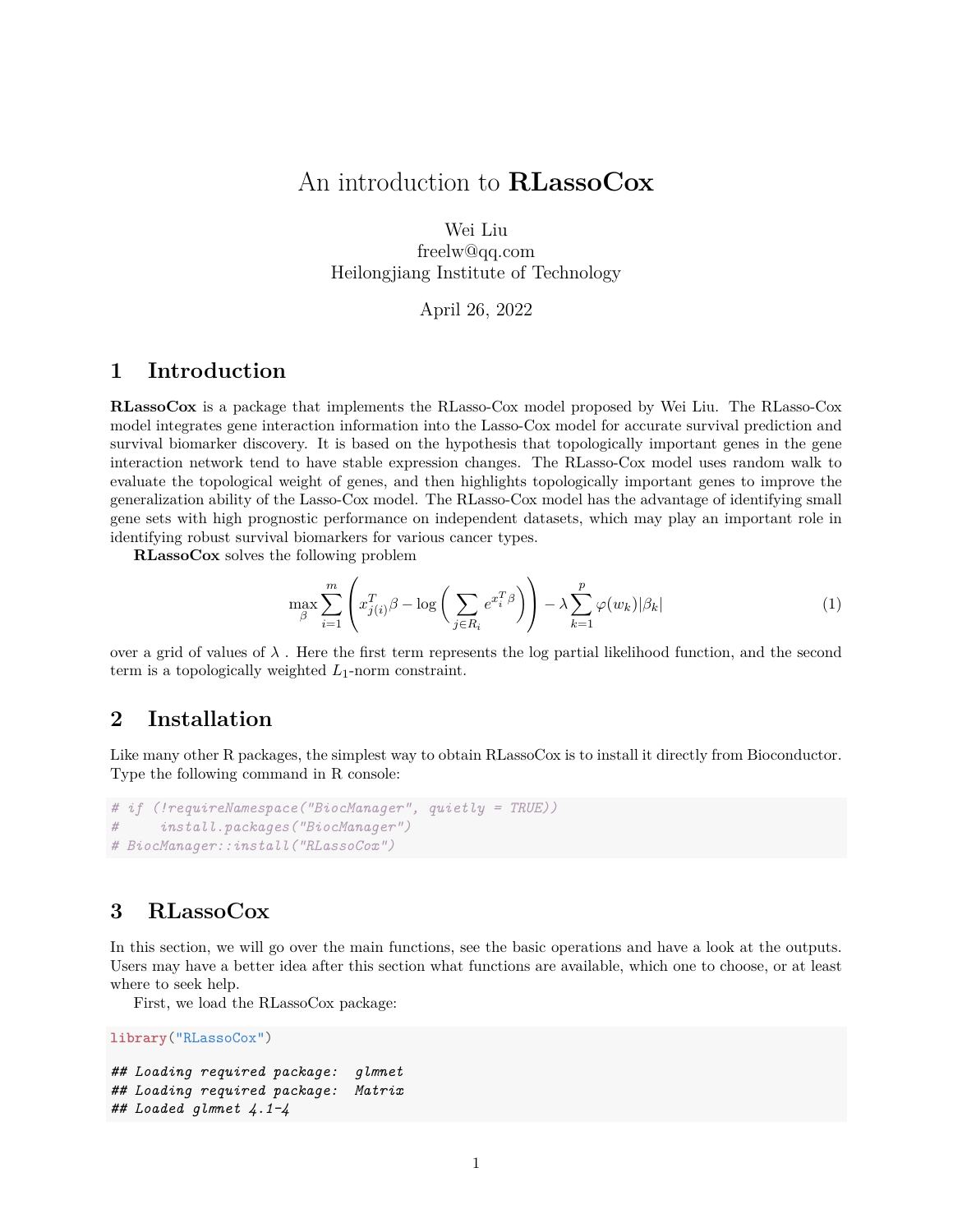# An introduction to **RLassoCox**

Wei Liu
freelw@qq.com
Heilongjiang Institute of Technology

April 26, 2022

## 1 Introduction

**RLassoCox** is a package that implements the RLasso-Cox model proposed by Wei Liu. The RLasso-Cox model integrates gene interaction information into the Lasso-Cox model for accurate survival prediction and survival biomarker discovery. It is based on the hypothesis that topologically important genes in the gene interaction network tend to have stable expression changes. The RLasso-Cox model uses random walk to evaluate the topological weight of genes, and then highlights topologically important genes to improve the generalization ability of the Lasso-Cox model. The RLasso-Cox model has the advantage of identifying small gene sets with high prognostic performance on independent datasets, which may play an important role in identifying robust survival biomarkers for various cancer types.

**RLassoCox** solves the following problem

$$\max_{\beta} \sum_{i=1}^{m} \left( x_{j(i)}^T \beta - \log \left( \sum_{j \in R_i} e^{x_i^T \beta} \right) \right) - \lambda \sum_{k=1}^{p} \varphi(w_k) |\beta_k| \tag{1}$$

over a grid of values of $\lambda$ . Here the first term represents the log partial likelihood function, and the second term is a topologically weighted $L_1$-norm constraint.

## 2 Installation

Like many other R packages, the simplest way to obtain RLassoCox is to install it directly from Bioconductor. Type the following command in R console:

```
# if (!requireNamespace("BiocManager", quietly = TRUE))
#     install.packages("BiocManager")
# BiocManager::install("RLassoCox")
```

## 3 RLassoCox

In this section, we will go over the main functions, see the basic operations and have a look at the outputs. Users may have a better idea after this section what functions are available, which one to choose, or at least where to seek help.

First, we load the RLassoCox package:

```
library("RLassoCox")

## Loading required package:  glmnet
## Loading required package:  Matrix
## Loaded glmnet 4.1-4
```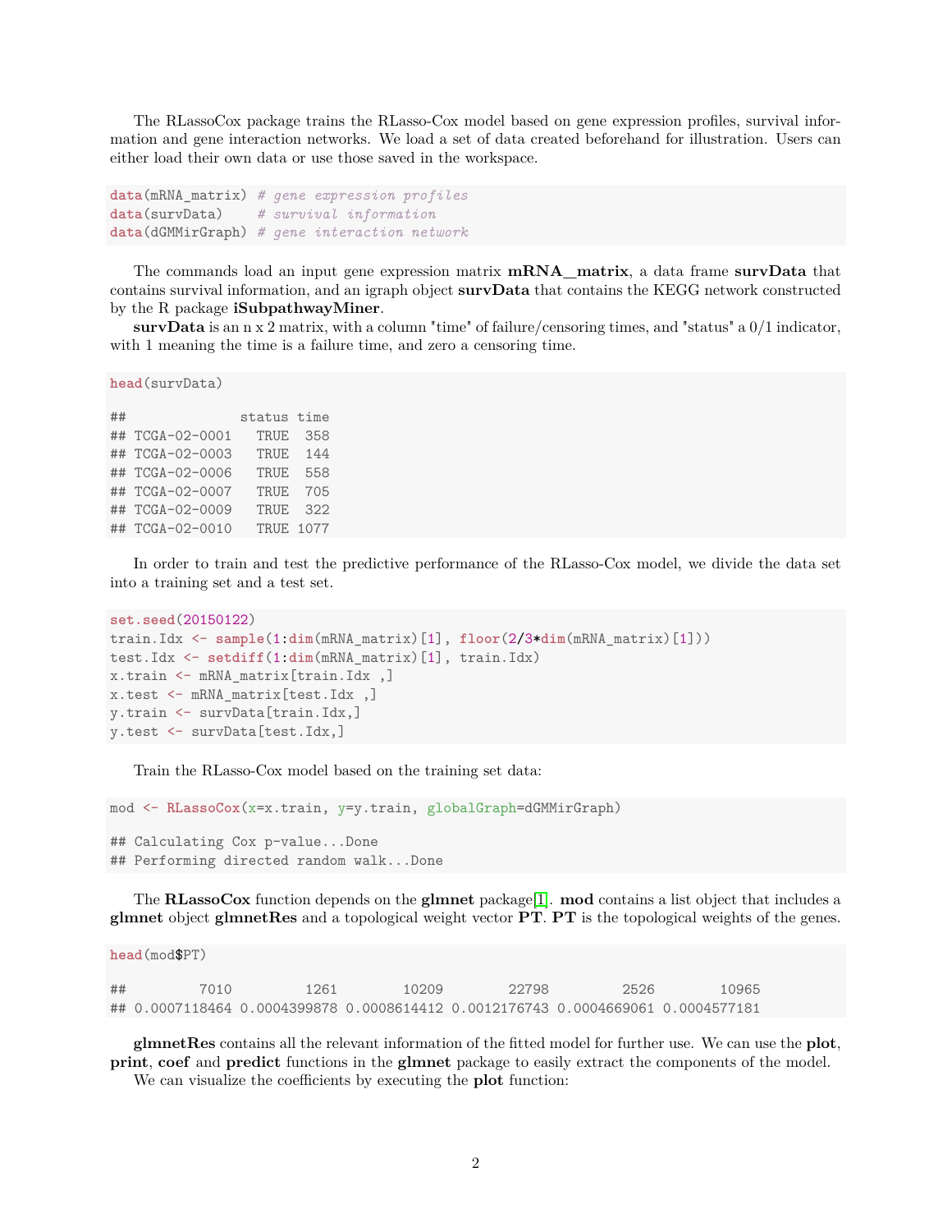The RLassoCox package trains the RLasso-Cox model based on gene expression profiles, survival information and gene interaction networks. We load a set of data created beforehand for illustration. Users can either load their own data or use those saved in the workspace.

```
data(mRNA_matrix) # gene expression profiles
data(survData)    # survival information
data(dGMMirGraph) # gene interaction network
```

The commands load an input gene expression matrix **mRNA__matrix**, a data frame **survData** that contains survival information, and an igraph object **survData** that contains the KEGG network constructed by the R package **iSubpathwayMiner**.

**survData** is an n x 2 matrix, with a column "time" of failure/censoring times, and "status" a 0/1 indicator, with 1 meaning the time is a failure time, and zero a censoring time.

```
head(survData)

##              status time
## TCGA-02-0001   TRUE  358
## TCGA-02-0003   TRUE  144
## TCGA-02-0006   TRUE  558
## TCGA-02-0007   TRUE  705
## TCGA-02-0009   TRUE  322
## TCGA-02-0010   TRUE 1077
```

In order to train and test the predictive performance of the RLasso-Cox model, we divide the data set into a training set and a test set.

```
set.seed(20150122)
train.Idx <- sample(1:dim(mRNA_matrix)[1], floor(2/3*dim(mRNA_matrix)[1]))
test.Idx <- setdiff(1:dim(mRNA_matrix)[1], train.Idx)
x.train <- mRNA_matrix[train.Idx ,]
x.test <- mRNA_matrix[test.Idx ,]
y.train <- survData[train.Idx,]
y.test <- survData[test.Idx,]
```

Train the RLasso-Cox model based on the training set data:

```
mod <- RLassoCox(x=x.train, y=y.train, globalGraph=dGMMirGraph)

## Calculating Cox p-value...Done
## Performing directed random walk...Done
```

The **RLassoCox** function depends on the **glmnet** package[1]. **mod** contains a list object that includes a **glmnet** object **glmnetRes** and a topological weight vector **PT**. **PT** is the topological weights of the genes.

```
head(mod$PT)

##         7010         1261        10209        22798         2526        10965
## 0.0007118464 0.0004399878 0.0008614412 0.0012176743 0.0004669061 0.0004577181
```

**glmnetRes** contains all the relevant information of the fitted model for further use. We can use the **plot**, **print**, **coef** and **predict** functions in the **glmnet** package to easily extract the components of the model.

We can visualize the coefficients by executing the **plot** function: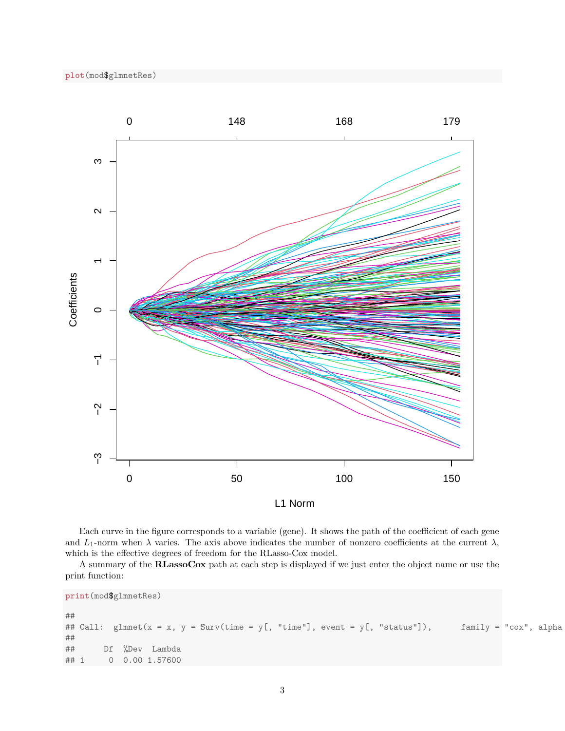```r
plot(mod$glmnetRes)
```

Each curve in the figure corresponds to a variable (gene). It shows the path of the coefficient of each gene and $L_1$-norm when $\lambda$ varies. The axis above indicates the number of nonzero coefficients at the current $\lambda$, which is the effective degrees of freedom for the RLasso-Cox model.

A summary of the **RLassoCox** path at each step is displayed if we just enter the object name or use the print function:

```r
print(mod$glmnetRes)

##
## Call:  glmnet(x = x, y = Surv(time = y[, "time"], event = y[, "status"]),      family = "cox", alpha
##
##      Df  %Dev  Lambda
## 1     0  0.00 1.57600
```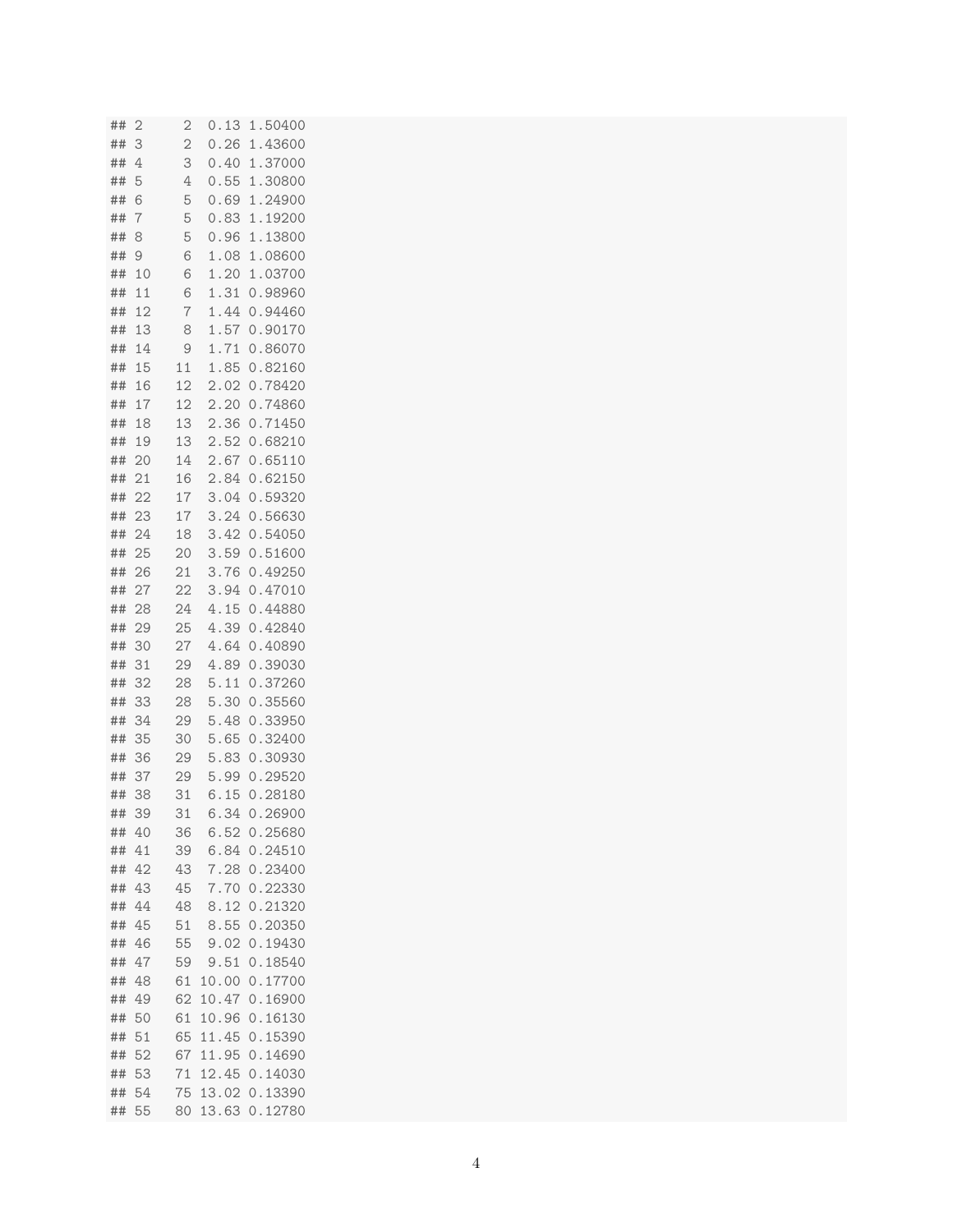```
## 2      2  0.13 1.50400
## 3      2  0.26 1.43600
## 4      3  0.40 1.37000
## 5      4  0.55 1.30800
## 6      5  0.69 1.24900
## 7      5  0.83 1.19200
## 8      5  0.96 1.13800
## 9      6  1.08 1.08600
## 10     6  1.20 1.03700
## 11     6  1.31 0.98960
## 12     7  1.44 0.94460
## 13     8  1.57 0.90170
## 14     9  1.71 0.86070
## 15    11  1.85 0.82160
## 16    12  2.02 0.78420
## 17    12  2.20 0.74860
## 18    13  2.36 0.71450
## 19    13  2.52 0.68210
## 20    14  2.67 0.65110
## 21    16  2.84 0.62150
## 22    17  3.04 0.59320
## 23    17  3.24 0.56630
## 24    18  3.42 0.54050
## 25    20  3.59 0.51600
## 26    21  3.76 0.49250
## 27    22  3.94 0.47010
## 28    24  4.15 0.44880
## 29    25  4.39 0.42840
## 30    27  4.64 0.40890
## 31    29  4.89 0.39030
## 32    28  5.11 0.37260
## 33    28  5.30 0.35560
## 34    29  5.48 0.33950
## 35    30  5.65 0.32400
## 36    29  5.83 0.30930
## 37    29  5.99 0.29520
## 38    31  6.15 0.28180
## 39    31  6.34 0.26900
## 40    36  6.52 0.25680
## 41    39  6.84 0.24510
## 42    43  7.28 0.23400
## 43    45  7.70 0.22330
## 44    48  8.12 0.21320
## 45    51  8.55 0.20350
## 46    55  9.02 0.19430
## 47    59  9.51 0.18540
## 48    61 10.00 0.17700
## 49    62 10.47 0.16900
## 50    61 10.96 0.16130
## 51    65 11.45 0.15390
## 52    67 11.95 0.14690
## 53    71 12.45 0.14030
## 54    75 13.02 0.13390
## 55    80 13.63 0.12780
```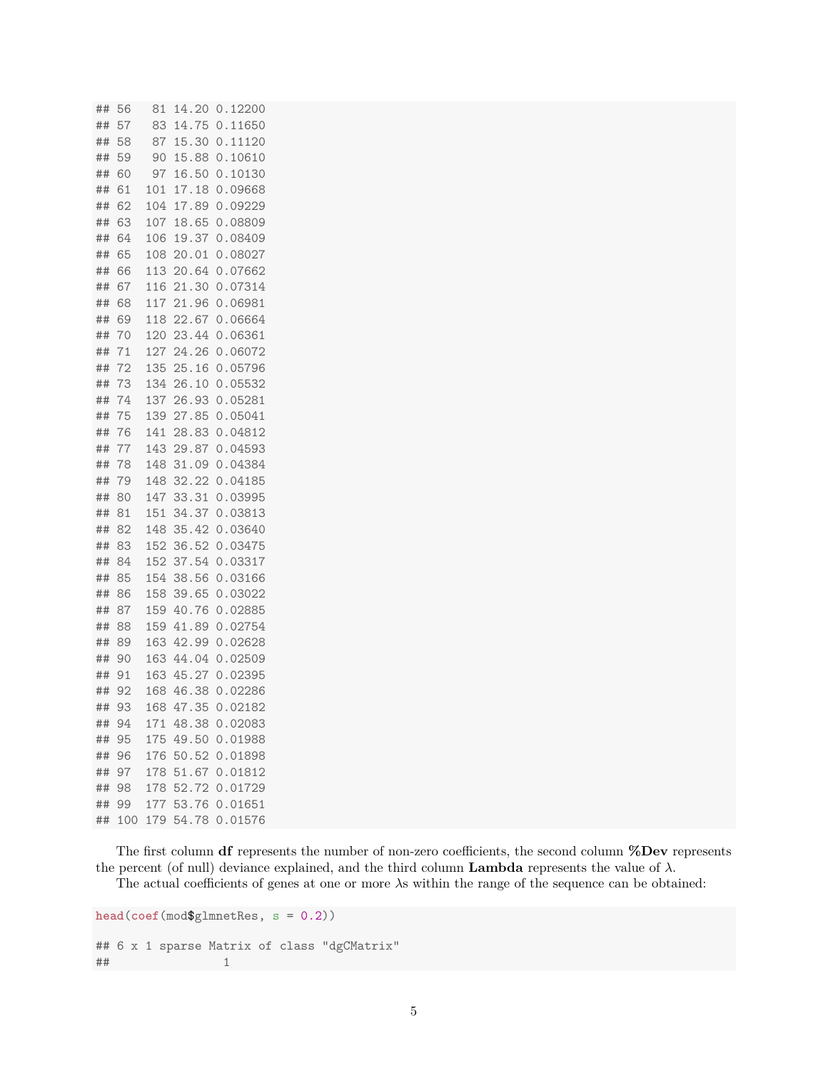```
## 56   81 14.20 0.12200
## 57   83 14.75 0.11650
## 58   87 15.30 0.11120
## 59   90 15.88 0.10610
## 60   97 16.50 0.10130
## 61  101 17.18 0.09668
## 62  104 17.89 0.09229
## 63  107 18.65 0.08809
## 64  106 19.37 0.08409
## 65  108 20.01 0.08027
## 66  113 20.64 0.07662
## 67  116 21.30 0.07314
## 68  117 21.96 0.06981
## 69  118 22.67 0.06664
## 70  120 23.44 0.06361
## 71  127 24.26 0.06072
## 72  135 25.16 0.05796
## 73  134 26.10 0.05532
## 74  137 26.93 0.05281
## 75  139 27.85 0.05041
## 76  141 28.83 0.04812
## 77  143 29.87 0.04593
## 78  148 31.09 0.04384
## 79  148 32.22 0.04185
## 80  147 33.31 0.03995
## 81  151 34.37 0.03813
## 82  148 35.42 0.03640
## 83  152 36.52 0.03475
## 84  152 37.54 0.03317
## 85  154 38.56 0.03166
## 86  158 39.65 0.03022
## 87  159 40.76 0.02885
## 88  159 41.89 0.02754
## 89  163 42.99 0.02628
## 90  163 44.04 0.02509
## 91  163 45.27 0.02395
## 92  168 46.38 0.02286
## 93  168 47.35 0.02182
## 94  171 48.38 0.02083
## 95  175 49.50 0.01988
## 96  176 50.52 0.01898
## 97  178 51.67 0.01812
## 98  178 52.72 0.01729
## 99  177 53.76 0.01651
## 100 179 54.78 0.01576
```

The first column **df** represents the number of non-zero coefficients, the second column **%Dev** represents the percent (of null) deviance explained, and the third column **Lambda** represents the value of $\lambda$.

The actual coefficients of genes at one or more $\lambda$s within the range of the sequence can be obtained:

```
head(coef(mod$glmnetRes, s = 0.2))

## 6 x 1 sparse Matrix of class "dgCMatrix"
##                 1
```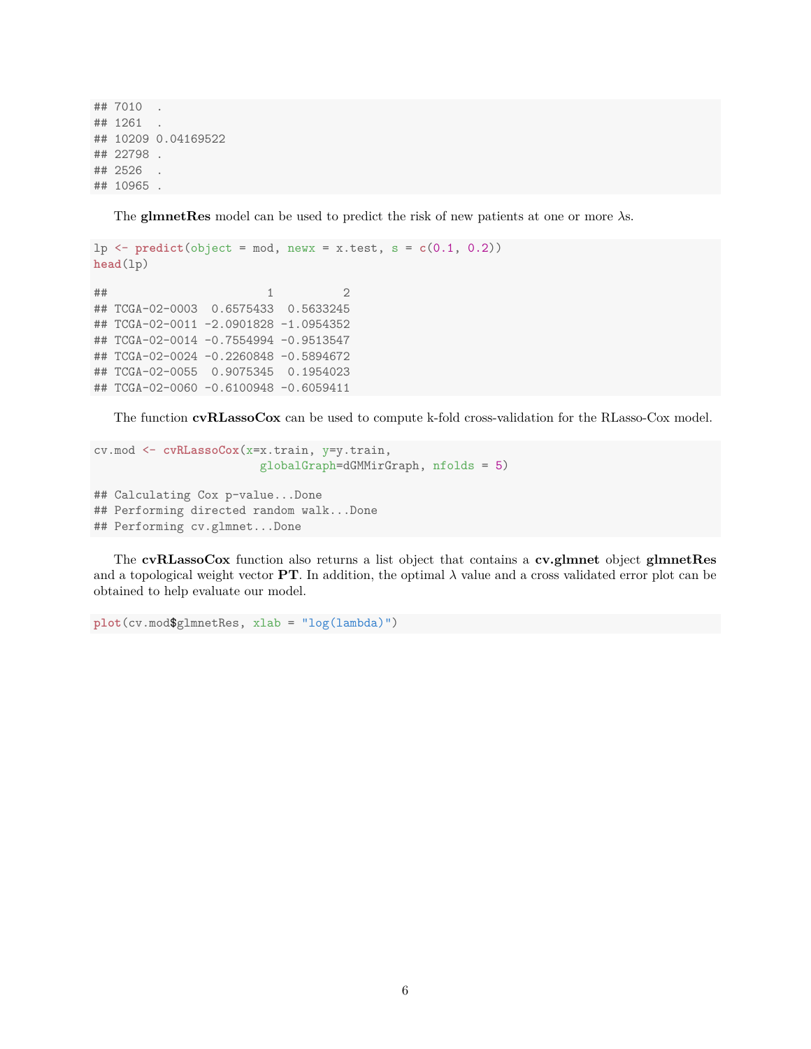```
## 7010  .
## 1261  .
## 10209 0.04169522
## 22798 .
## 2526  .
## 10965 .
```

The **glmnetRes** model can be used to predict the risk of new patients at one or more $\lambda$s.

```
lp <- predict(object = mod, newx = x.test, s = c(0.1, 0.2))
head(lp)
```

```
##                       1          2
## TCGA-02-0003  0.6575433  0.5633245
## TCGA-02-0011 -2.0901828 -1.0954352
## TCGA-02-0014 -0.7554994 -0.9513547
## TCGA-02-0024 -0.2260848 -0.5894672
## TCGA-02-0055  0.9075345  0.1954023
## TCGA-02-0060 -0.6100948 -0.6059411
```

The function **cvRLassoCox** can be used to compute k-fold cross-validation for the RLasso-Cox model.

```
cv.mod <- cvRLassoCox(x=x.train, y=y.train,
                      globalGraph=dGMMirGraph, nfolds = 5)
```

```
## Calculating Cox p-value...Done
## Performing directed random walk...Done
## Performing cv.glmnet...Done
```

The **cvRLassoCox** function also returns a list object that contains a **cv.glmnet** object **glmnetRes** and a topological weight vector **PT**. In addition, the optimal $\lambda$ value and a cross validated error plot can be obtained to help evaluate our model.

```
plot(cv.mod$glmnetRes, xlab = "log(lambda)")
```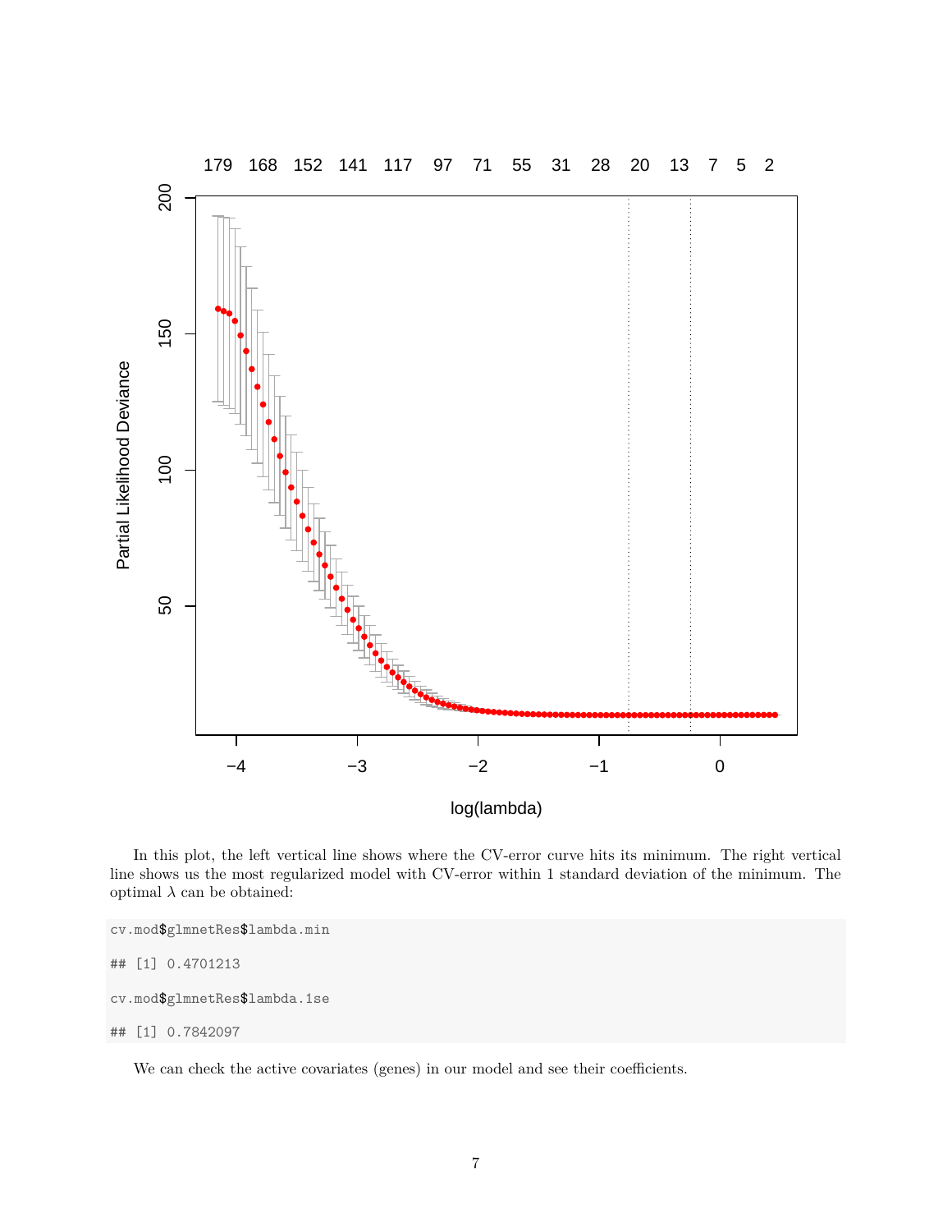In this plot, the left vertical line shows where the CV-error curve hits its minimum. The right vertical line shows us the most regularized model with CV-error within 1 standard deviation of the minimum. The optimal $\lambda$ can be obtained:

```
cv.mod$glmnetRes$lambda.min

## [1] 0.4701213

cv.mod$glmnetRes$lambda.1se

## [1] 0.7842097
```

We can check the active covariates (genes) in our model and see their coefficients.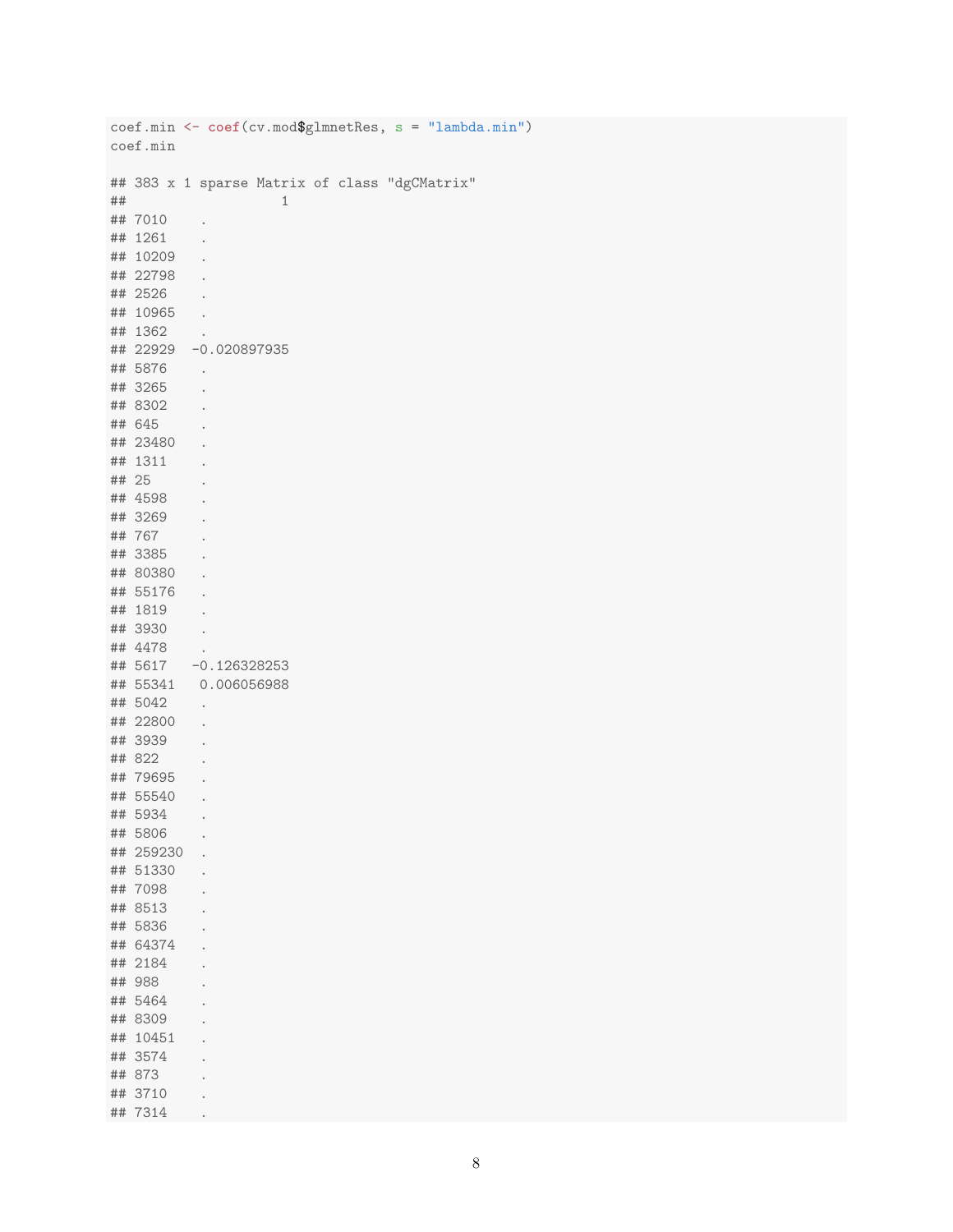```r
coef.min <- coef(cv.mod$glmnetRes, s = "lambda.min")
coef.min

## 383 x 1 sparse Matrix of class "dgCMatrix"
##                    1
## 7010     .
## 1261     .
## 10209    .
## 22798    .
## 2526     .
## 10965    .
## 1362     .
## 22929   -0.020897935
## 5876     .
## 3265     .
## 8302     .
## 645      .
## 23480    .
## 1311     .
## 25       .
## 4598     .
## 3269     .
## 767      .
## 3385     .
## 80380    .
## 55176    .
## 1819     .
## 3930     .
## 4478     .
## 5617    -0.126328253
## 55341    0.006056988
## 5042     .
## 22800    .
## 3939     .
## 822      .
## 79695    .
## 55540    .
## 5934     .
## 5806     .
## 259230   .
## 51330    .
## 7098     .
## 8513     .
## 5836     .
## 64374    .
## 2184     .
## 988      .
## 5464     .
## 8309     .
## 10451    .
## 3574     .
## 873      .
## 3710     .
## 7314     .
```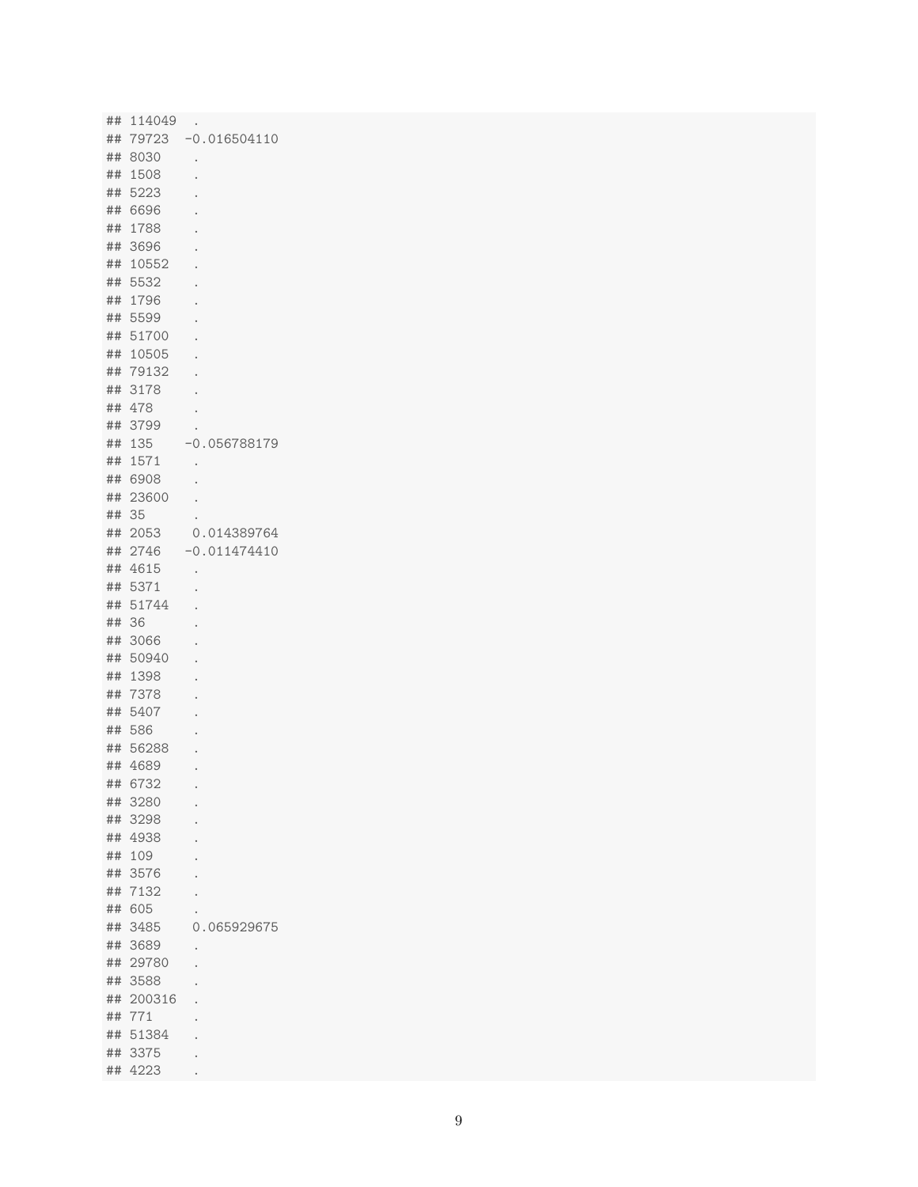```
## 114049  .
## 79723   -0.016504110
## 8030     .
## 1508     .
## 5223     .
## 6696     .
## 1788     .
## 3696     .
## 10552    .
## 5532     .
## 1796     .
## 5599     .
## 51700    .
## 10505    .
## 79132    .
## 3178     .
## 478      .
## 3799     .
## 135     -0.056788179
## 1571     .
## 6908     .
## 23600    .
## 35       .
## 2053     0.014389764
## 2746    -0.011474410
## 4615     .
## 5371     .
## 51744    .
## 36       .
## 3066     .
## 50940    .
## 1398     .
## 7378     .
## 5407     .
## 586      .
## 56288    .
## 4689     .
## 6732     .
## 3280     .
## 3298     .
## 4938     .
## 109      .
## 3576     .
## 7132     .
## 605      .
## 3485     0.065929675
## 3689     .
## 29780    .
## 3588     .
## 200316   .
## 771      .
## 51384    .
## 3375     .
## 4223     .
```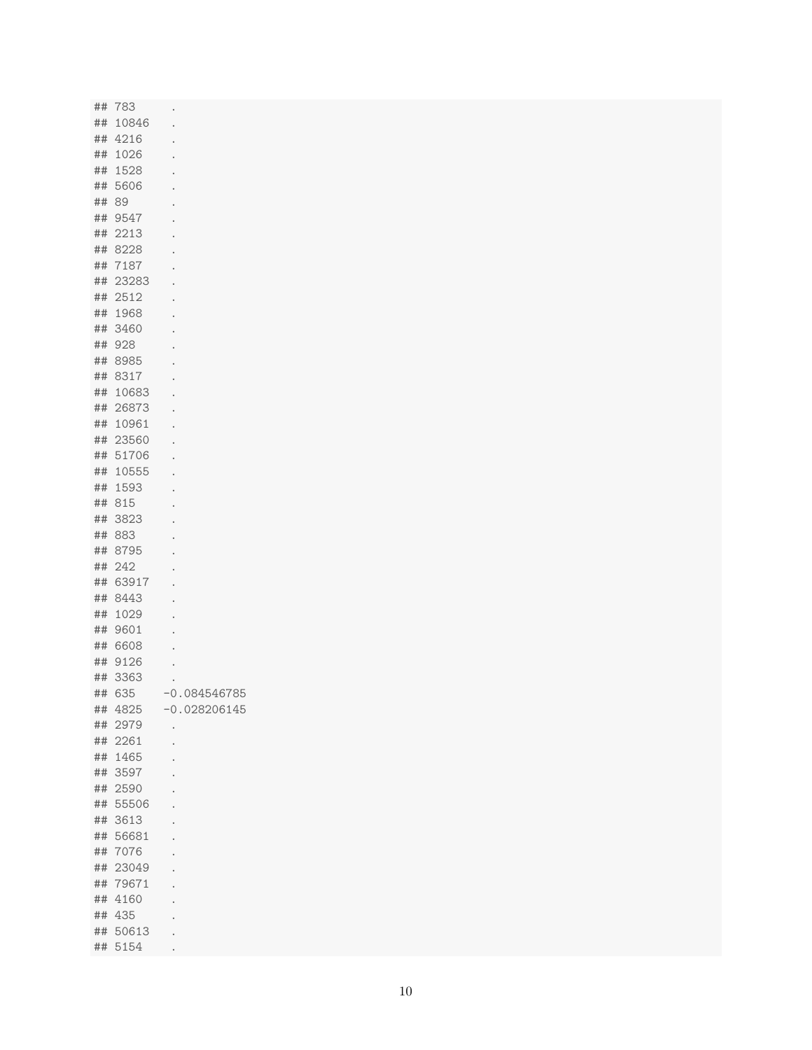```
## 783      .
## 10846    .
## 4216     .
## 1026     .
## 1528     .
## 5606     .
## 89       .
## 9547     .
## 2213     .
## 8228     .
## 7187     .
## 23283    .
## 2512     .
## 1968     .
## 3460     .
## 928      .
## 8985     .
## 8317     .
## 10683    .
## 26873    .
## 10961    .
## 23560    .
## 51706    .
## 10555    .
## 1593     .
## 815      .
## 3823     .
## 883      .
## 8795     .
## 242      .
## 63917    .
## 8443     .
## 1029     .
## 9601     .
## 6608     .
## 9126     .
## 3363     .
## 635     -0.084546785
## 4825    -0.028206145
## 2979     .
## 2261     .
## 1465     .
## 3597     .
## 2590     .
## 55506    .
## 3613     .
## 56681    .
## 7076     .
## 23049    .
## 79671    .
## 4160     .
## 435      .
## 50613    .
## 5154     .
```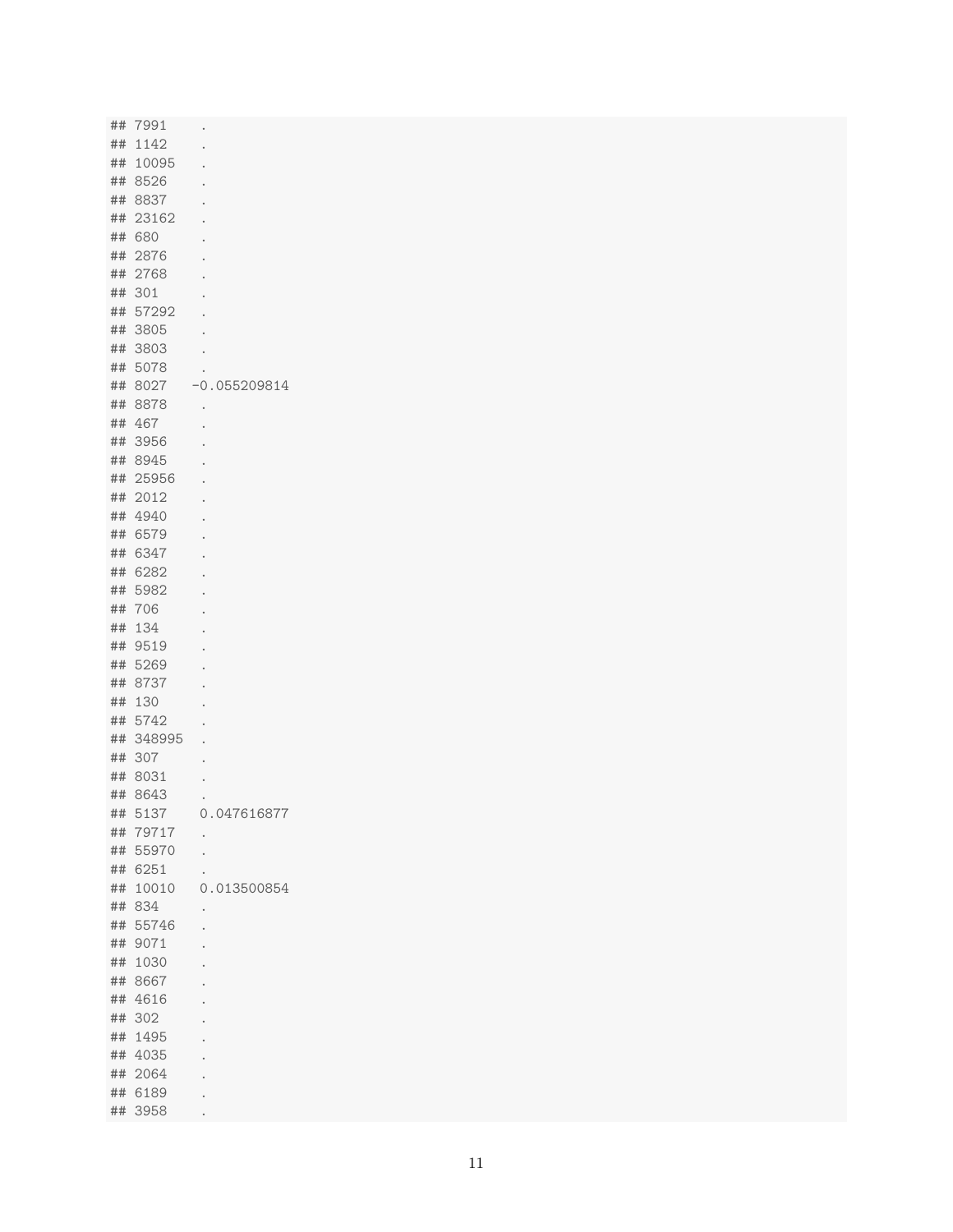```
## 7991     .
## 1142     .
## 10095    .
## 8526     .
## 8837     .
## 23162    .
## 680      .
## 2876     .
## 2768     .
## 301      .
## 57292    .
## 3805     .
## 3803     .
## 5078     .
## 8027     -0.055209814
## 8878     .
## 467      .
## 3956     .
## 8945     .
## 25956    .
## 2012     .
## 4940     .
## 6579     .
## 6347     .
## 6282     .
## 5982     .
## 706      .
## 134      .
## 9519     .
## 5269     .
## 8737     .
## 130      .
## 5742     .
## 348995   .
## 307      .
## 8031     .
## 8643     .
## 5137     0.047616877
## 79717    .
## 55970    .
## 6251     .
## 10010    0.013500854
## 834      .
## 55746    .
## 9071     .
## 1030     .
## 8667     .
## 4616     .
## 302      .
## 1495     .
## 4035     .
## 2064     .
## 6189     .
## 3958     .
```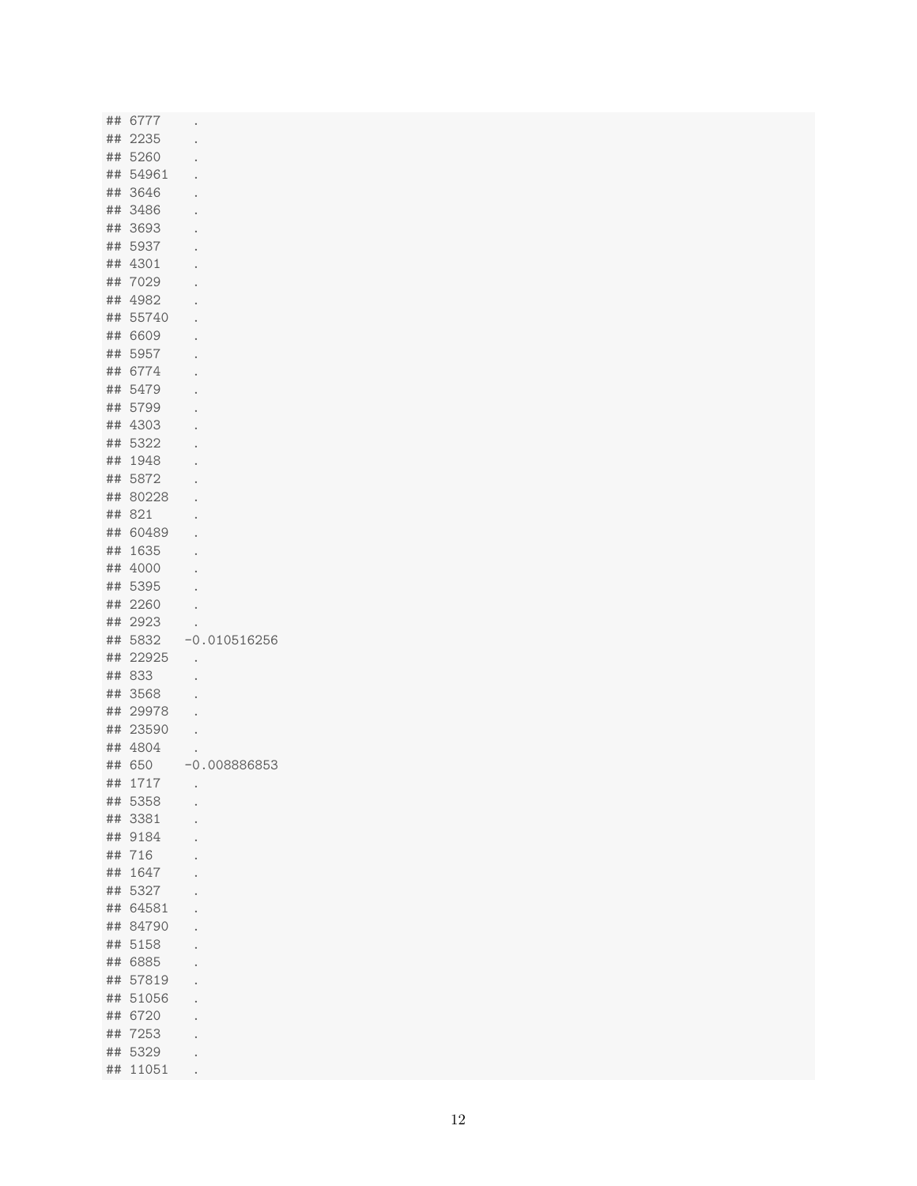```
## 6777     .
## 2235     .
## 5260     .
## 54961    .
## 3646     .
## 3486     .
## 3693     .
## 5937     .
## 4301     .
## 7029     .
## 4982     .
## 55740    .
## 6609     .
## 5957     .
## 6774     .
## 5479     .
## 5799     .
## 4303     .
## 5322     .
## 1948     .
## 5872     .
## 80228    .
## 821      .
## 60489    .
## 1635     .
## 4000     .
## 5395     .
## 2260     .
## 2923     .
## 5832    -0.010516256
## 22925    .
## 833      .
## 3568     .
## 29978    .
## 23590    .
## 4804     .
## 650     -0.008886853
## 1717     .
## 5358     .
## 3381     .
## 9184     .
## 716      .
## 1647     .
## 5327     .
## 64581    .
## 84790    .
## 5158     .
## 6885     .
## 57819    .
## 51056    .
## 6720     .
## 7253     .
## 5329     .
## 11051    .
```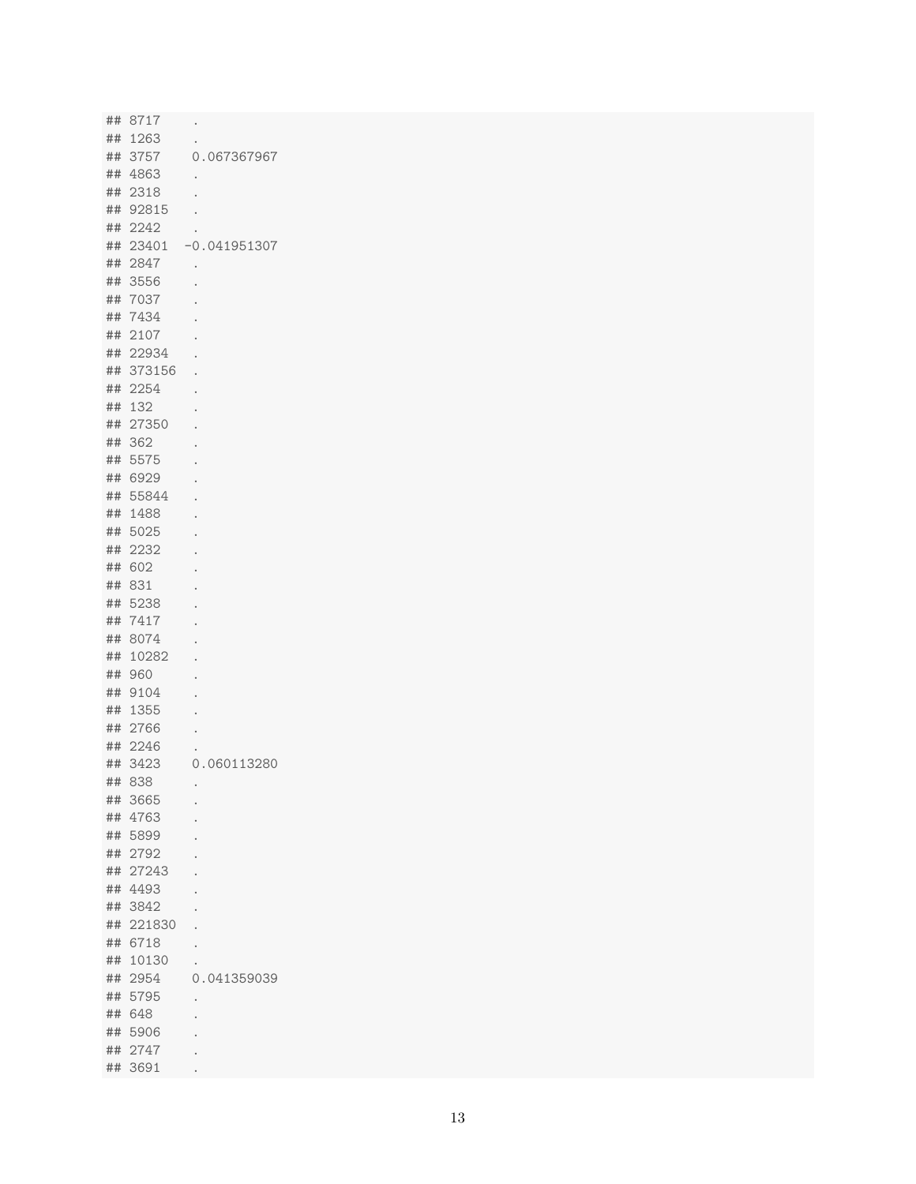```
## 8717     .
## 1263     .
## 3757     0.067367967
## 4863     .
## 2318     .
## 92815    .
## 2242     .
## 23401   -0.041951307
## 2847     .
## 3556     .
## 7037     .
## 7434     .
## 2107     .
## 22934    .
## 373156   .
## 2254     .
## 132      .
## 27350    .
## 362      .
## 5575     .
## 6929     .
## 55844    .
## 1488     .
## 5025     .
## 2232     .
## 602      .
## 831      .
## 5238     .
## 7417     .
## 8074     .
## 10282    .
## 960      .
## 9104     .
## 1355     .
## 2766     .
## 2246     .
## 3423     0.060113280
## 838      .
## 3665     .
## 4763     .
## 5899     .
## 2792     .
## 27243    .
## 4493     .
## 3842     .
## 221830   .
## 6718     .
## 10130    .
## 2954     0.041359039
## 5795     .
## 648      .
## 5906     .
## 2747     .
## 3691     .
```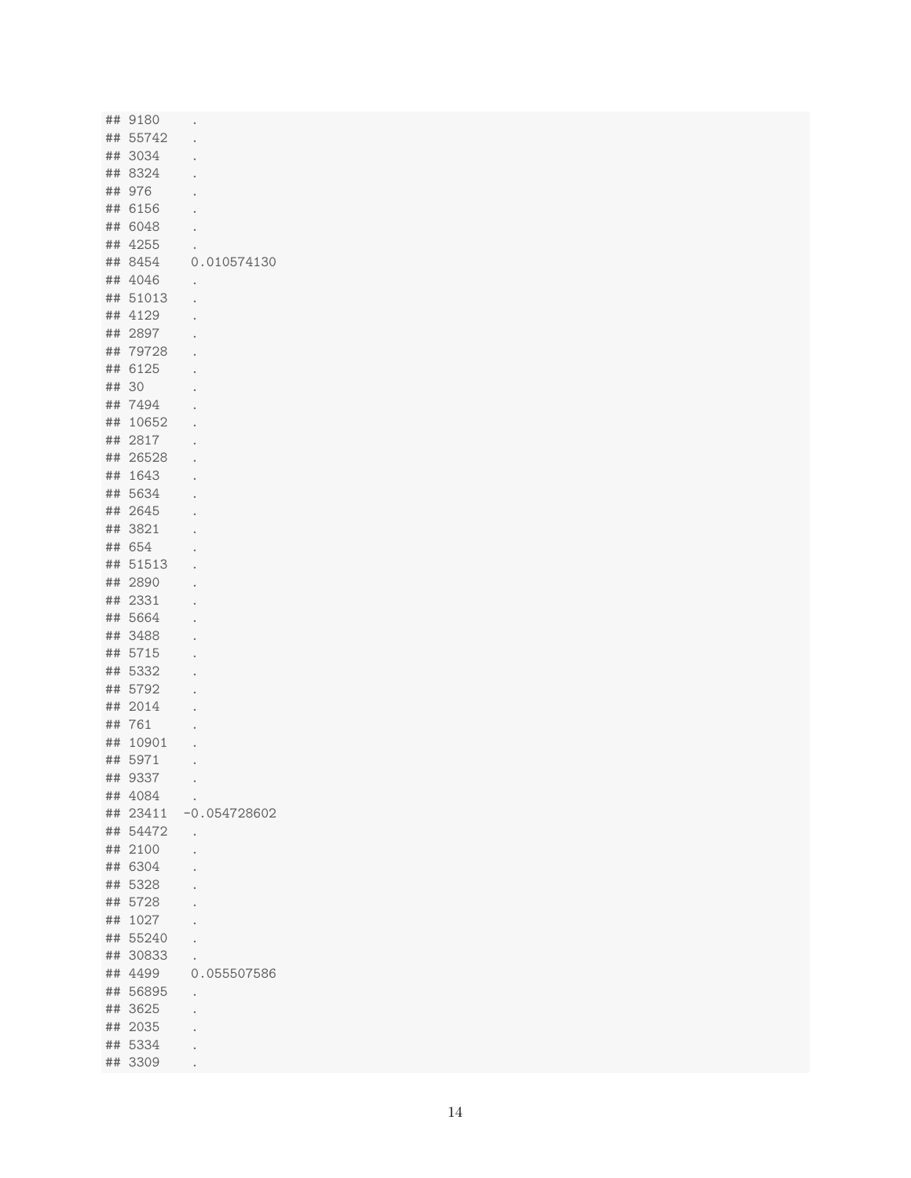```
## 9180    .
## 55742   .
## 3034    .
## 8324    .
## 976     .
## 6156    .
## 6048    .
## 4255    .
## 8454    0.010574130
## 4046    .
## 51013   .
## 4129    .
## 2897    .
## 79728   .
## 6125    .
## 30      .
## 7494    .
## 10652   .
## 2817    .
## 26528   .
## 1643    .
## 5634    .
## 2645    .
## 3821    .
## 654     .
## 51513   .
## 2890    .
## 2331    .
## 5664    .
## 3488    .
## 5715    .
## 5332    .
## 5792    .
## 2014    .
## 761     .
## 10901   .
## 5971    .
## 9337    .
## 4084    .
## 23411   -0.054728602
## 54472   .
## 2100    .
## 6304    .
## 5328    .
## 5728    .
## 1027    .
## 55240   .
## 30833   .
## 4499    0.055507586
## 56895   .
## 3625    .
## 2035    .
## 5334    .
## 3309    .
```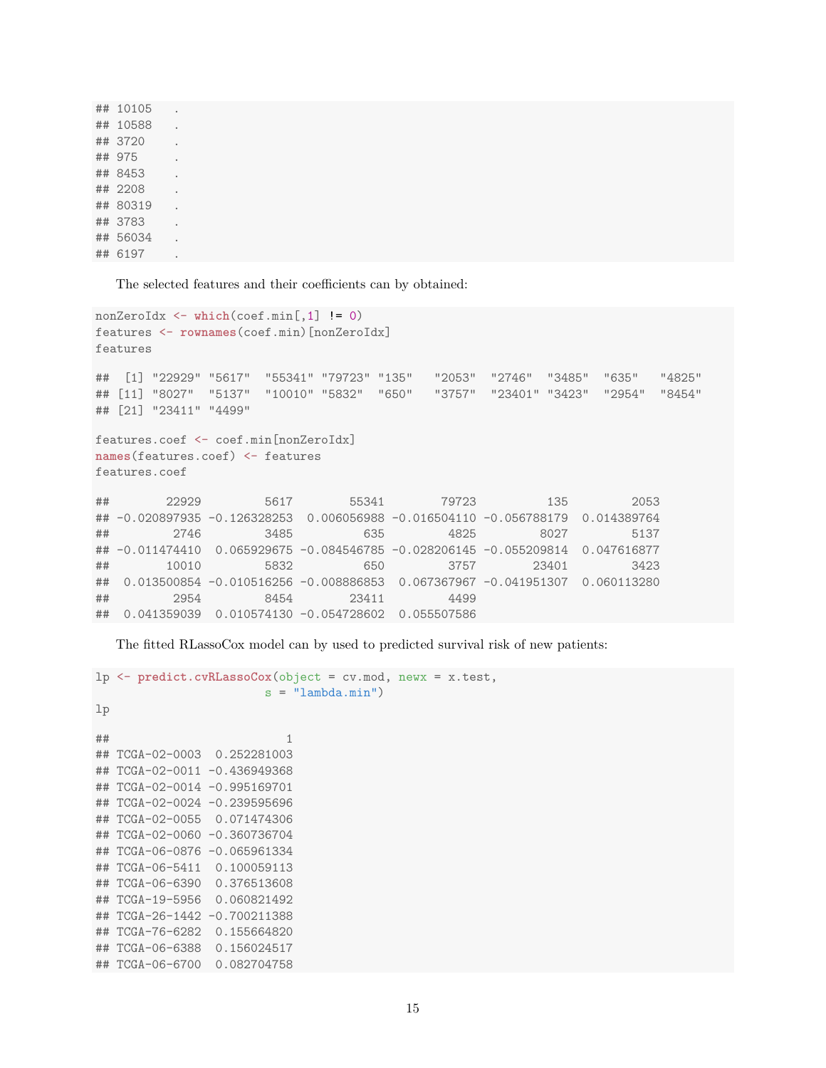```
## 10105   .
## 10588   .
## 3720    .
## 975     .
## 8453    .
## 2208    .
## 80319   .
## 3783    .
## 56034   .
## 6197    .
```

The selected features and their coefficients can by obtained:

```
nonZeroIdx <- which(coef.min[,1] != 0)
features <- rownames(coef.min)[nonZeroIdx]
features
```

```
##  [1] "22929" "5617"  "55341" "79723" "135"   "2053"  "2746"  "3485"  "635"   "4825"
## [11] "8027"  "5137"  "10010" "5832"  "650"   "3757"  "23401" "3423"  "2954"  "8454"
## [21] "23411" "4499"
```

```
features.coef <- coef.min[nonZeroIdx]
names(features.coef) <- features
features.coef
```

```
##        22929         5617        55341        79723          135         2053
## -0.020897935 -0.126328253  0.006056988 -0.016504110 -0.056788179  0.014389764
##         2746         3485          635         4825         8027         5137
## -0.011474410  0.065929675 -0.084546785 -0.028206145 -0.055209814  0.047616877
##        10010         5832          650         3757        23401         3423
##  0.013500854 -0.010516256 -0.008886853  0.067367967 -0.041951307  0.060113280
##         2954         8454        23411         4499
##  0.041359039  0.010574130 -0.054728602  0.055507586
```

The fitted RLassoCox model can by used to predicted survival risk of new patients:

```
lp <- predict.cvRLassoCox(object = cv.mod, newx = x.test,
                        s = "lambda.min")
lp
```

```
##                         1
## TCGA-02-0003  0.252281003
## TCGA-02-0011 -0.436949368
## TCGA-02-0014 -0.995169701
## TCGA-02-0024 -0.239595696
## TCGA-02-0055  0.071474306
## TCGA-02-0060 -0.360736704
## TCGA-06-0876 -0.065961334
## TCGA-06-5411  0.100059113
## TCGA-06-6390  0.376513608
## TCGA-19-5956  0.060821492
## TCGA-26-1442 -0.700211388
## TCGA-76-6282  0.155664820
## TCGA-06-6388  0.156024517
## TCGA-06-6700  0.082704758
```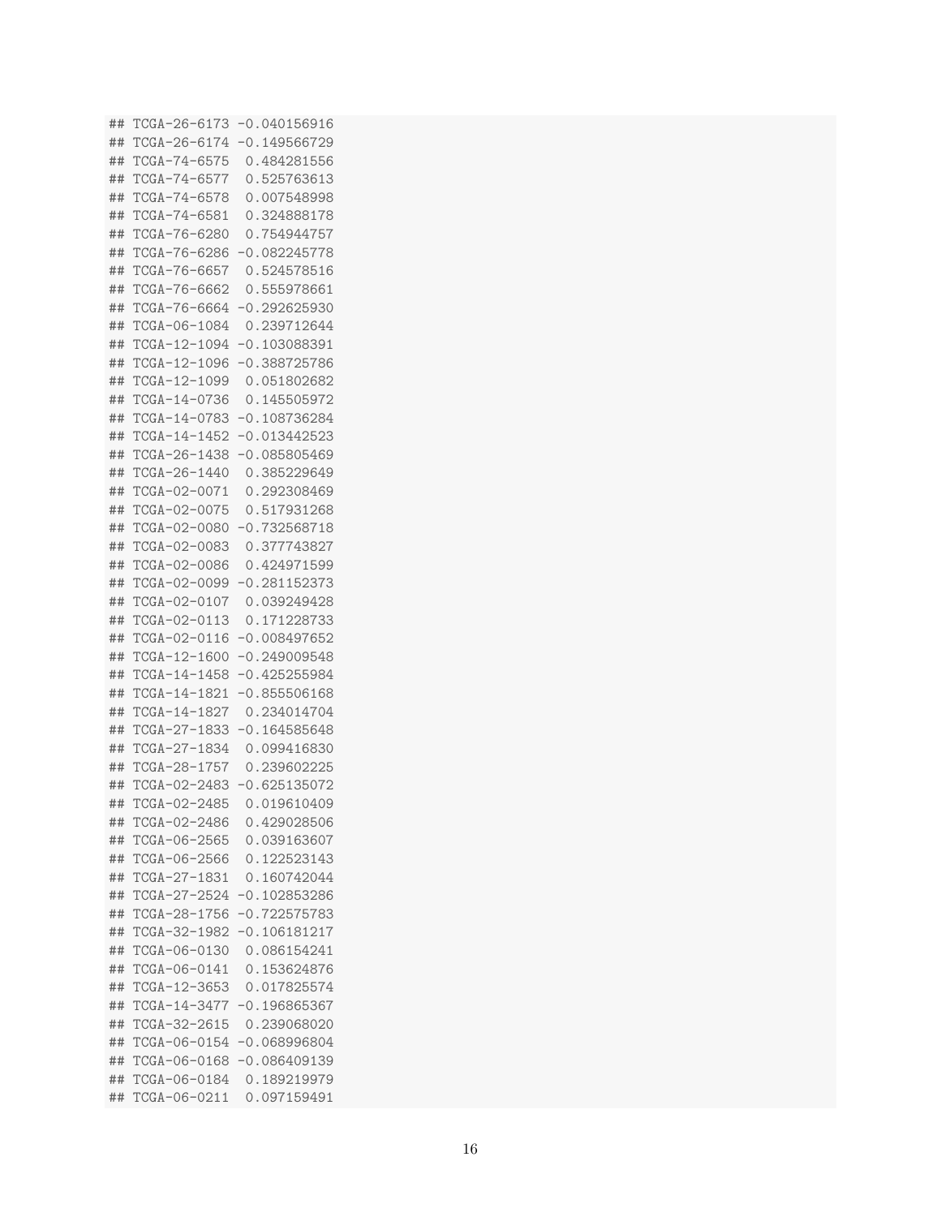```
## TCGA-26-6173 -0.040156916
## TCGA-26-6174 -0.149566729
## TCGA-74-6575  0.484281556
## TCGA-74-6577  0.525763613
## TCGA-74-6578  0.007548998
## TCGA-74-6581  0.324888178
## TCGA-76-6280  0.754944757
## TCGA-76-6286 -0.082245778
## TCGA-76-6657  0.524578516
## TCGA-76-6662  0.555978661
## TCGA-76-6664 -0.292625930
## TCGA-06-1084  0.239712644
## TCGA-12-1094 -0.103088391
## TCGA-12-1096 -0.388725786
## TCGA-12-1099  0.051802682
## TCGA-14-0736  0.145505972
## TCGA-14-0783 -0.108736284
## TCGA-14-1452 -0.013442523
## TCGA-26-1438 -0.085805469
## TCGA-26-1440  0.385229649
## TCGA-02-0071  0.292308469
## TCGA-02-0075  0.517931268
## TCGA-02-0080 -0.732568718
## TCGA-02-0083  0.377743827
## TCGA-02-0086  0.424971599
## TCGA-02-0099 -0.281152373
## TCGA-02-0107  0.039249428
## TCGA-02-0113  0.171228733
## TCGA-02-0116 -0.008497652
## TCGA-12-1600 -0.249009548
## TCGA-14-1458 -0.425255984
## TCGA-14-1821 -0.855506168
## TCGA-14-1827  0.234014704
## TCGA-27-1833 -0.164585648
## TCGA-27-1834  0.099416830
## TCGA-28-1757  0.239602225
## TCGA-02-2483 -0.625135072
## TCGA-02-2485  0.019610409
## TCGA-02-2486  0.429028506
## TCGA-06-2565  0.039163607
## TCGA-06-2566  0.122523143
## TCGA-27-1831  0.160742044
## TCGA-27-2524 -0.102853286
## TCGA-28-1756 -0.722575783
## TCGA-32-1982 -0.106181217
## TCGA-06-0130  0.086154241
## TCGA-06-0141  0.153624876
## TCGA-12-3653  0.017825574
## TCGA-14-3477 -0.196865367
## TCGA-32-2615  0.239068020
## TCGA-06-0154 -0.068996804
## TCGA-06-0168 -0.086409139
## TCGA-06-0184  0.189219979
## TCGA-06-0211  0.097159491
```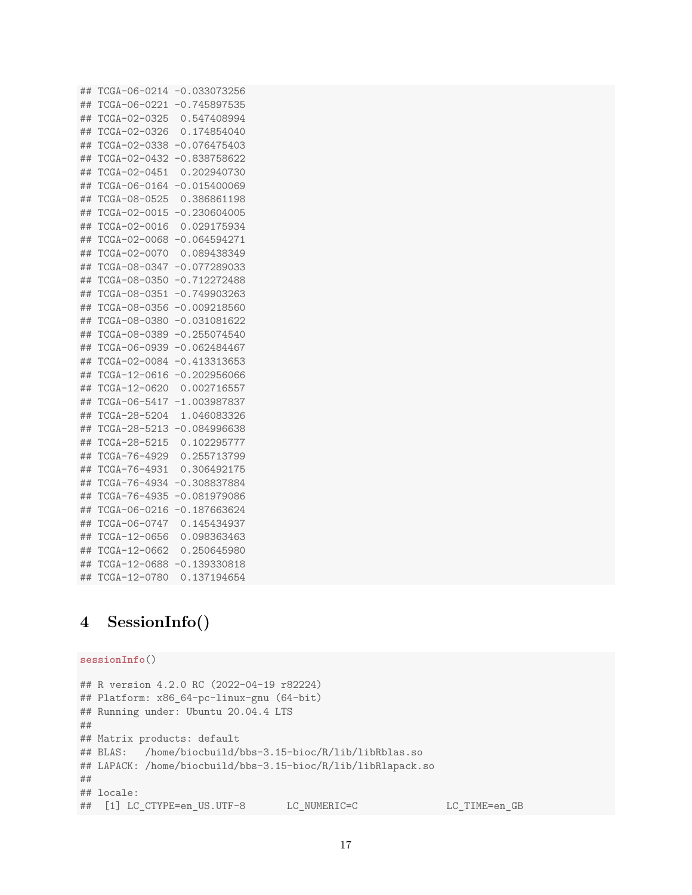```
## TCGA-06-0214 -0.033073256
## TCGA-06-0221 -0.745897535
## TCGA-02-0325  0.547408994
## TCGA-02-0326  0.174854040
## TCGA-02-0338 -0.076475403
## TCGA-02-0432 -0.838758622
## TCGA-02-0451  0.202940730
## TCGA-06-0164 -0.015400069
## TCGA-08-0525  0.386861198
## TCGA-02-0015 -0.230604005
## TCGA-02-0016  0.029175934
## TCGA-02-0068 -0.064594271
## TCGA-02-0070  0.089438349
## TCGA-08-0347 -0.077289033
## TCGA-08-0350 -0.712272488
## TCGA-08-0351 -0.749903263
## TCGA-08-0356 -0.009218560
## TCGA-08-0380 -0.031081622
## TCGA-08-0389 -0.255074540
## TCGA-06-0939 -0.062484467
## TCGA-02-0084 -0.413313653
## TCGA-12-0616 -0.202956066
## TCGA-12-0620  0.002716557
## TCGA-06-5417 -1.003987837
## TCGA-28-5204  1.046083326
## TCGA-28-5213 -0.084996638
## TCGA-28-5215  0.102295777
## TCGA-76-4929  0.255713799
## TCGA-76-4931  0.306492175
## TCGA-76-4934 -0.308837884
## TCGA-76-4935 -0.081979086
## TCGA-06-0216 -0.187663624
## TCGA-06-0747  0.145434937
## TCGA-12-0656  0.098363463
## TCGA-12-0662  0.250645980
## TCGA-12-0688 -0.139330818
## TCGA-12-0780  0.137194654
```

# 4 SessionInfo()

```
sessionInfo()

## R version 4.2.0 RC (2022-04-19 r82224)
## Platform: x86_64-pc-linux-gnu (64-bit)
## Running under: Ubuntu 20.04.4 LTS
##
## Matrix products: default
## BLAS:   /home/biocbuild/bbs-3.15-bioc/R/lib/libRblas.so
## LAPACK: /home/biocbuild/bbs-3.15-bioc/R/lib/libRlapack.so
##
## locale:
##  [1] LC_CTYPE=en_US.UTF-8       LC_NUMERIC=C               LC_TIME=en_GB
```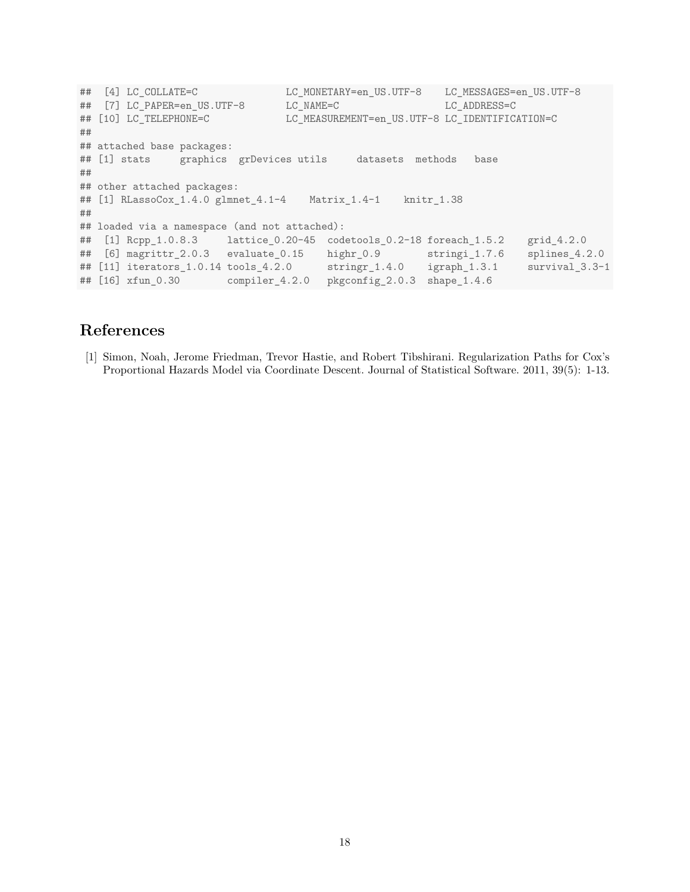```
##  [4] LC_COLLATE=C               LC_MONETARY=en_US.UTF-8    LC_MESSAGES=en_US.UTF-8
##  [7] LC_PAPER=en_US.UTF-8       LC_NAME=C                  LC_ADDRESS=C
## [10] LC_TELEPHONE=C             LC_MEASUREMENT=en_US.UTF-8 LC_IDENTIFICATION=C
##
## attached base packages:
## [1] stats     graphics  grDevices utils     datasets  methods   base
##
## other attached packages:
## [1] RLassoCox_1.4.0 glmnet_4.1-4    Matrix_1.4-1    knitr_1.38
##
## loaded via a namespace (and not attached):
##  [1] Rcpp_1.0.8.3     lattice_0.20-45  codetools_0.2-18 foreach_1.5.2    grid_4.2.0
##  [6] magrittr_2.0.3   evaluate_0.15    highr_0.9        stringi_1.7.6    splines_4.2.0
## [11] iterators_1.0.14 tools_4.2.0      stringr_1.4.0    igraph_1.3.1     survival_3.3-1
## [16] xfun_0.30        compiler_4.2.0   pkgconfig_2.0.3  shape_1.4.6
```

# References

[1] Simon, Noah, Jerome Friedman, Trevor Hastie, and Robert Tibshirani. Regularization Paths for Cox's Proportional Hazards Model via Coordinate Descent. Journal of Statistical Software. 2011, 39(5): 1-13.